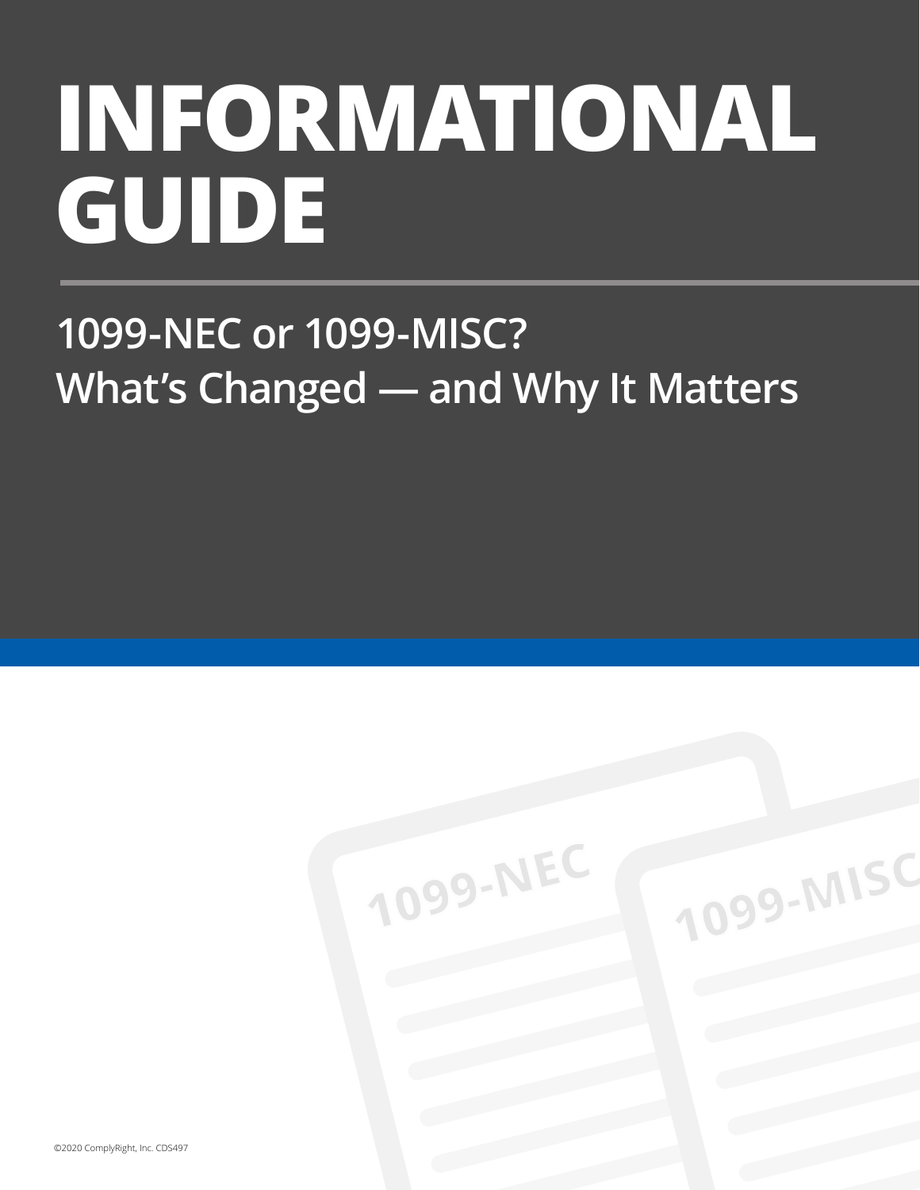# INFORMATIONAL GUIDE

## 1099-NEC or 1099-MISC?
## What's Changed — and Why It Matters

©2020 ComplyRight, Inc. CDS497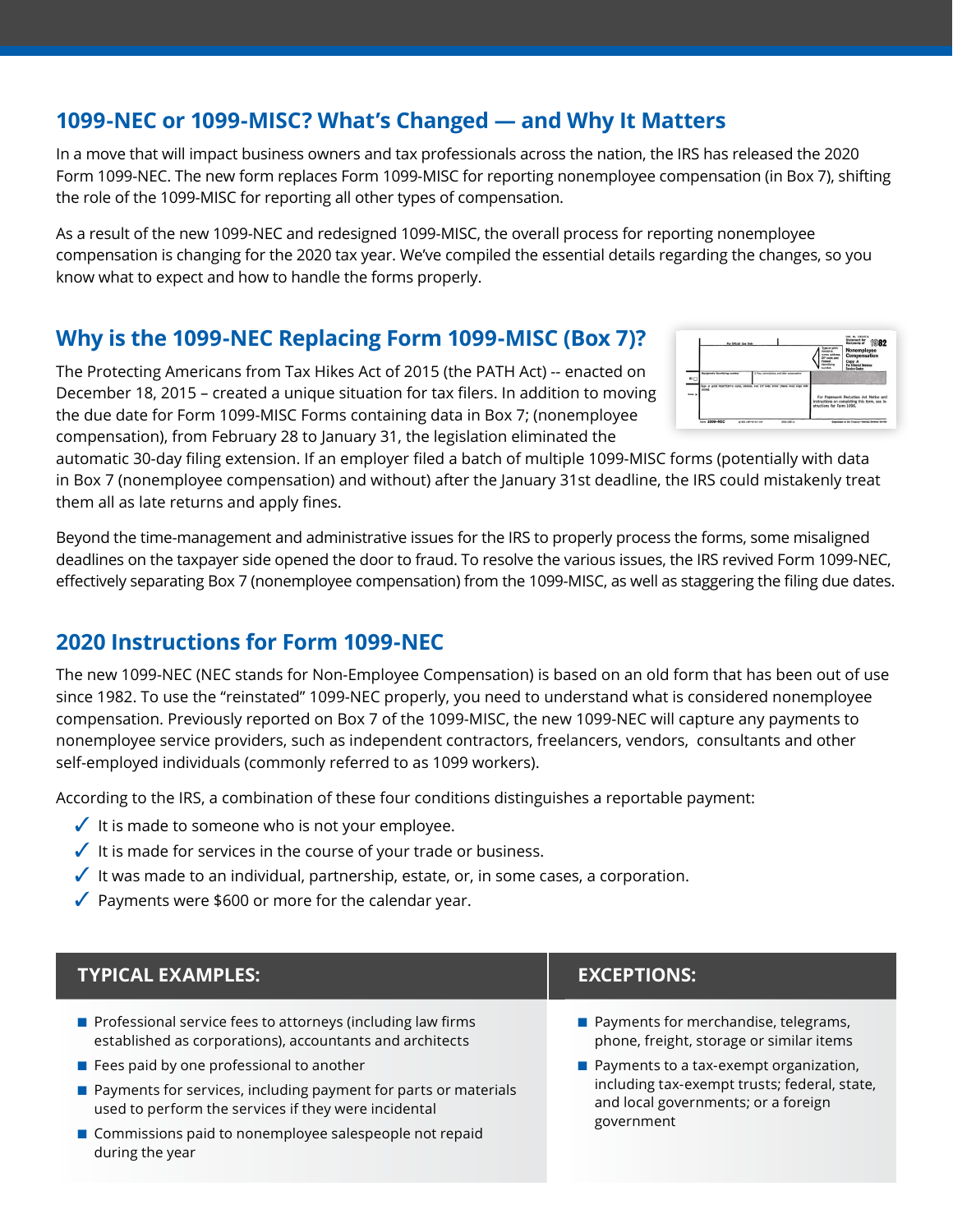## 1099-NEC or 1099-MISC? What's Changed — and Why It Matters

In a move that will impact business owners and tax professionals across the nation, the IRS has released the 2020 Form 1099-NEC. The new form replaces Form 1099-MISC for reporting nonemployee compensation (in Box 7), shifting the role of the 1099-MISC for reporting all other types of compensation.

As a result of the new 1099-NEC and redesigned 1099-MISC, the overall process for reporting nonemployee compensation is changing for the 2020 tax year. We've compiled the essential details regarding the changes, so you know what to expect and how to handle the forms properly.

## Why is the 1099-NEC Replacing Form 1099-MISC (Box 7)?

The Protecting Americans from Tax Hikes Act of 2015 (the PATH Act) -- enacted on December 18, 2015 – created a unique situation for tax filers. In addition to moving the due date for Form 1099-MISC Forms containing data in Box 7; (nonemployee compensation), from February 28 to January 31, the legislation eliminated the automatic 30-day filing extension. If an employer filed a batch of multiple 1099-MISC forms (potentially with data in Box 7 (nonemployee compensation) and without) after the January 31st deadline, the IRS could mistakenly treat them all as late returns and apply fines.

Beyond the time-management and administrative issues for the IRS to properly process the forms, some misaligned deadlines on the taxpayer side opened the door to fraud. To resolve the various issues, the IRS revived Form 1099-NEC, effectively separating Box 7 (nonemployee compensation) from the 1099-MISC, as well as staggering the filing due dates.

## 2020 Instructions for Form 1099-NEC

The new 1099-NEC (NEC stands for Non-Employee Compensation) is based on an old form that has been out of use since 1982. To use the "reinstated" 1099-NEC properly, you need to understand what is considered nonemployee compensation. Previously reported on Box 7 of the 1099-MISC, the new 1099-NEC will capture any payments to nonemployee service providers, such as independent contractors, freelancers, vendors, consultants and other self-employed individuals (commonly referred to as 1099 workers).

According to the IRS, a combination of these four conditions distinguishes a reportable payment:

- ✓ It is made to someone who is not your employee.
- ✓ It is made for services in the course of your trade or business.
- ✓ It was made to an individual, partnership, estate, or, in some cases, a corporation.
- ✓ Payments were $600 or more for the calendar year.

### TYPICAL EXAMPLES:

- Professional service fees to attorneys (including law firms established as corporations), accountants and architects
- Fees paid by one professional to another
- Payments for services, including payment for parts or materials used to perform the services if they were incidental
- Commissions paid to nonemployee salespeople not repaid during the year

### EXCEPTIONS:

- Payments for merchandise, telegrams, phone, freight, storage or similar items
- Payments to a tax-exempt organization, including tax-exempt trusts; federal, state, and local governments; or a foreign government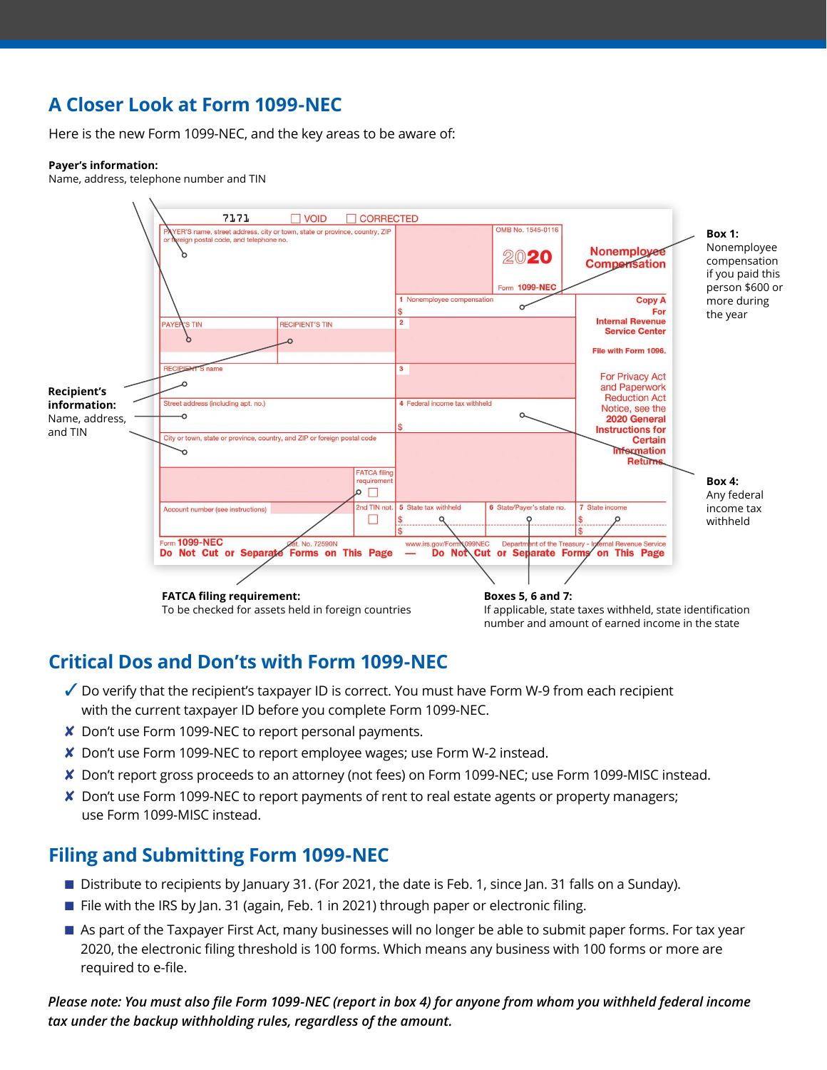## A Closer Look at Form 1099-NEC

Here is the new Form 1099-NEC, and the key areas to be aware of:

**Payer's information:**
Name, address, telephone number and TIN

7171 ☐ VOID ☐ CORRECTED

| PAYER'S name, street address, city or town, state or province, country, ZIP or foreign postal code, and telephone no. | | | OMB No. 1545-0116<br>2020<br>Form 1099-NEC | Nonemployee Compensation |
|---|---|---|---|---|
| | | 1 Nonemployee compensation<br>$ | | Copy A<br>For<br>Internal Revenue Service Center<br>File with Form 1096. |
| PAYER'S TIN | RECIPIENT'S TIN | 2 | | |
| RECIPIENT'S name | | 3 | | For Privacy Act and Paperwork Reduction Act Notice, see the 2020 General Instructions for Certain Information Returns |
| Street address (including apt. no.) | | 4 Federal income tax withheld<br>$ | | |
| City or town, state or province, country, and ZIP or foreign postal code | | | | |
| | FATCA filing requirement ☐ | | | |
| Account number (see instructions) | 2nd TIN not. ☐ | 5 State tax withheld<br>$<br>$ | 6 State/Payer's state no. | 7 State income<br>$<br>$ |

Form 1099-NEC Cat. No. 72590N www.irs.gov/Form1099NEC Department of the Treasury - Internal Revenue Service
Do Not Cut or Separate Forms on This Page — Do Not Cut or Separate Forms on This Page

**Box 1:**
Nonemployee compensation if you paid this person $600 or more during the year

**Recipient's information:**
Name, address, and TIN

**Box 4:**
Any federal income tax withheld

**FATCA filing requirement:**
To be checked for assets held in foreign countries

**Boxes 5, 6 and 7:**
If applicable, state taxes withheld, state identification number and amount of earned income in the state

## Critical Dos and Don'ts with Form 1099-NEC

- ✓ Do verify that the recipient's taxpayer ID is correct. You must have Form W-9 from each recipient with the current taxpayer ID before you complete Form 1099-NEC.
- ✗ Don't use Form 1099-NEC to report personal payments.
- ✗ Don't use Form 1099-NEC to report employee wages; use Form W-2 instead.
- ✗ Don't report gross proceeds to an attorney (not fees) on Form 1099-NEC; use Form 1099-MISC instead.
- ✗ Don't use Form 1099-NEC to report payments of rent to real estate agents or property managers; use Form 1099-MISC instead.

## Filing and Submitting Form 1099-NEC

- Distribute to recipients by January 31. (For 2021, the date is Feb. 1, since Jan. 31 falls on a Sunday).
- File with the IRS by Jan. 31 (again, Feb. 1 in 2021) through paper or electronic filing.
- As part of the Taxpayer First Act, many businesses will no longer be able to submit paper forms. For tax year 2020, the electronic filing threshold is 100 forms. Which means any business with 100 forms or more are required to e-file.

***Please note: You must also file Form 1099-NEC (report in box 4) for anyone from whom you withheld federal income tax under the backup withholding rules, regardless of the amount.***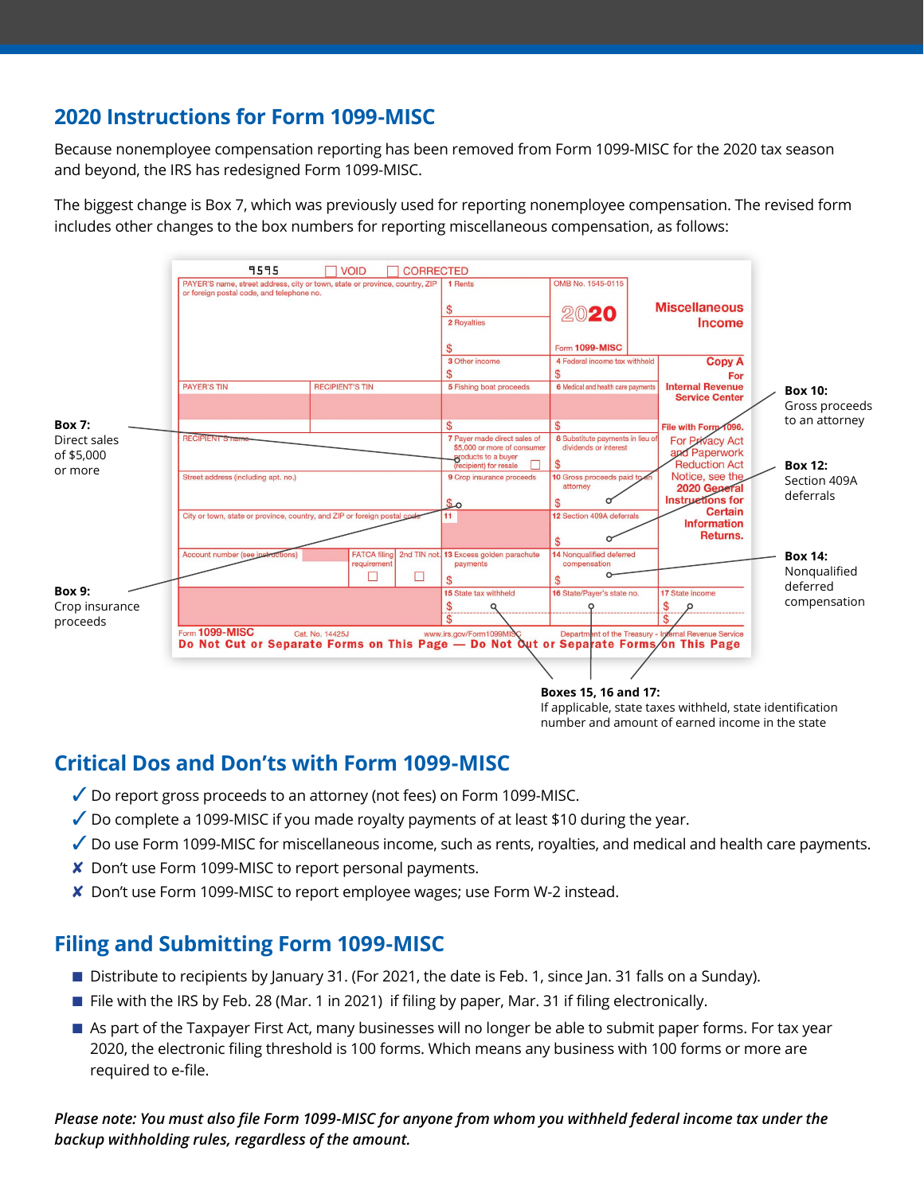## 2020 Instructions for Form 1099-MISC

Because nonemployee compensation reporting has been removed from Form 1099-MISC for the 2020 tax season and beyond, the IRS has redesigned Form 1099-MISC.

The biggest change is Box 7, which was previously used for reporting nonemployee compensation. The revised form includes other changes to the box numbers for reporting miscellaneous compensation, as follows:

9595 VOID CORRECTED

PAYER'S name, street address, city or town, state or province, country, ZIP or foreign postal code, and telephone no.

1 Rents $
2 Royalties $
3 Other income $
4 Federal income tax withheld $
5 Fishing boat proceeds $
6 Medical and health care payments $
7 Payer made direct sales of $5,000 or more of consumer products to a buyer (recipient) for resale
8 Substitute payments in lieu of dividends or interest $
9 Crop insurance proceeds $
10 Gross proceeds paid to an attorney $
11
12 Section 409A deferrals $
13 Excess golden parachute payments $
14 Nonqualified deferred compensation $
15 State tax withheld $ $
16 State/Payer's state no.
17 State income $ $

OMB No. 1545-0115
2020
Form 1099-MISC
Miscellaneous Income

Copy A For Internal Revenue Service Center

File with Form 1096.

For Privacy Act and Paperwork Reduction Act Notice, see the 2020 General Instructions for Certain Information Returns.

PAYER'S TIN | RECIPIENT'S TIN

RECIPIENT'S name

Street address (including apt. no.)

City or town, state or province, country, and ZIP or foreign postal code

Account number (see instructions) | FATCA filing requirement | 2nd TIN not.

Form 1099-MISC Cat. No. 14425J www.irs.gov/Form1099MISC Department of the Treasury - Internal Revenue Service

Do Not Cut or Separate Forms on This Page — Do Not Cut or Separate Forms on This Page

**Box 7:** Direct sales of $5,000 or more

**Box 9:** Crop insurance proceeds

**Box 10:** Gross proceeds to an attorney

**Box 12:** Section 409A deferrals

**Box 14:** Nonqualified deferred compensation

**Boxes 15, 16 and 17:** If applicable, state taxes withheld, state identification number and amount of earned income in the state

## Critical Dos and Don'ts with Form 1099-MISC

- ✓ Do report gross proceeds to an attorney (not fees) on Form 1099-MISC.
- ✓ Do complete a 1099-MISC if you made royalty payments of at least $10 during the year.
- ✓ Do use Form 1099-MISC for miscellaneous income, such as rents, royalties, and medical and health care payments.
- ✘ Don't use Form 1099-MISC to report personal payments.
- ✘ Don't use Form 1099-MISC to report employee wages; use Form W-2 instead.

## Filing and Submitting Form 1099-MISC

- Distribute to recipients by January 31. (For 2021, the date is Feb. 1, since Jan. 31 falls on a Sunday).
- File with the IRS by Feb. 28 (Mar. 1 in 2021) if filing by paper, Mar. 31 if filing electronically.
- As part of the Taxpayer First Act, many businesses will no longer be able to submit paper forms. For tax year 2020, the electronic filing threshold is 100 forms. Which means any business with 100 forms or more are required to e-file.

***Please note: You must also file Form 1099-MISC for anyone from whom you withheld federal income tax under the backup withholding rules, regardless of the amount.***